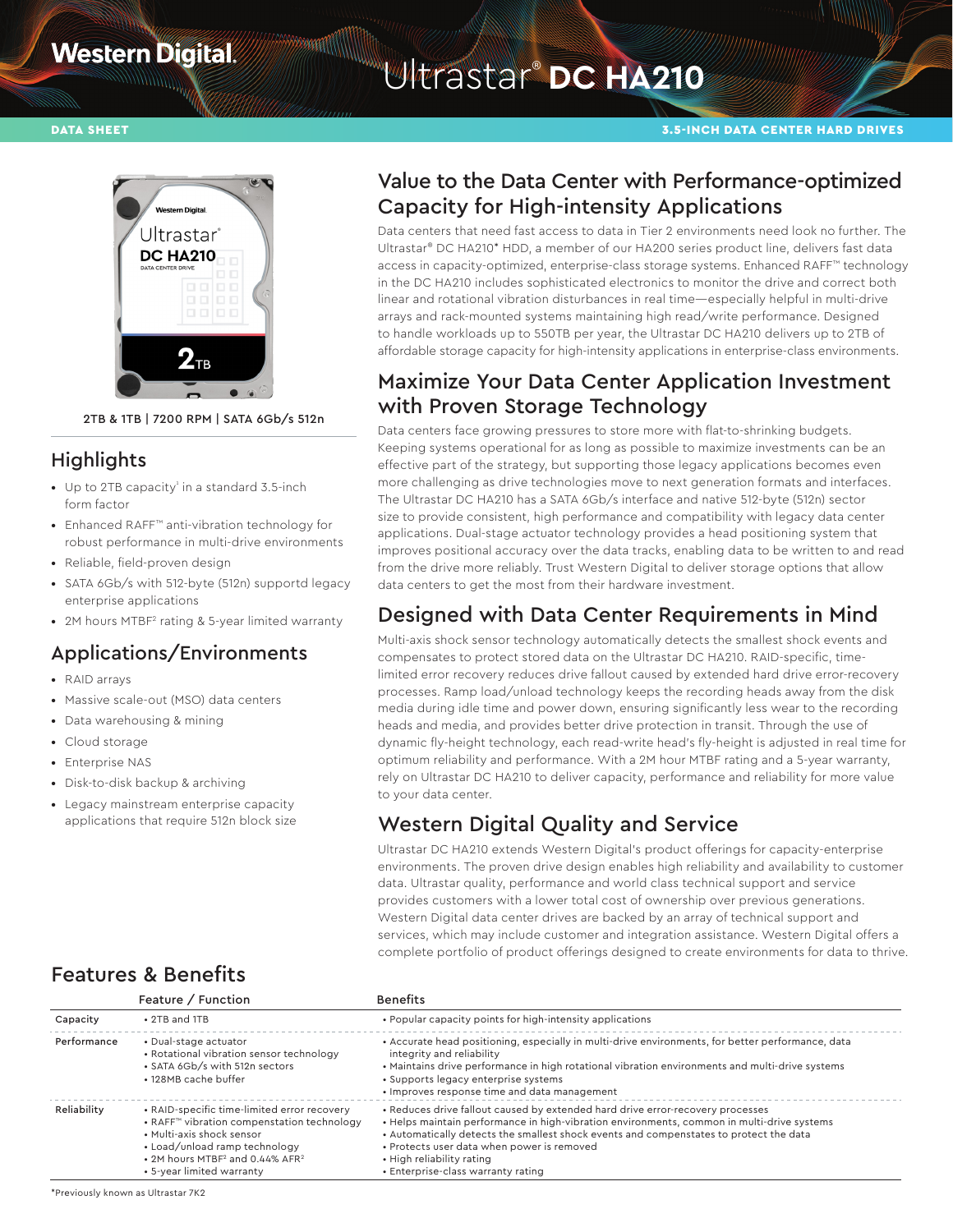Western Digital.

# Ultrastar® DC HA210

DATA SHEET

3.5-INCH DATA CENTER HARD DRIVES

2TB & 1TB | 7200 RPM | SATA 6Gb/s 512n

## Highlights

- Up to 2TB capacity[1] in a standard 3.5-inch form factor
- Enhanced RAFF™ anti-vibration technology for robust performance in multi-drive environments
- Reliable, field-proven design
- SATA 6Gb/s with 512-byte (512n) supportd legacy enterprise applications
- 2M hours MTBF[2] rating & 5-year limited warranty

## Applications/Environments

- RAID arrays
- Massive scale-out (MSO) data centers
- Data warehousing & mining
- Cloud storage
- Enterprise NAS
- Disk-to-disk backup & archiving
- Legacy mainstream enterprise capacity applications that require 512n block size

## Value to the Data Center with Performance-optimized Capacity for High-intensity Applications

Data centers that need fast access to data in Tier 2 environments need look no further. The Ultrastar® DC HA210* HDD, a member of our HA200 series product line, delivers fast data access in capacity-optimized, enterprise-class storage systems. Enhanced RAFF™ technology in the DC HA210 includes sophisticated electronics to monitor the drive and correct both linear and rotational vibration disturbances in real time—especially helpful in multi-drive arrays and rack-mounted systems maintaining high read/write performance. Designed to handle workloads up to 550TB per year, the Ultrastar DC HA210 delivers up to 2TB of affordable storage capacity for high-intensity applications in enterprise-class environments.

## Maximize Your Data Center Application Investment with Proven Storage Technology

Data centers face growing pressures to store more with flat-to-shrinking budgets. Keeping systems operational for as long as possible to maximize investments can be an effective part of the strategy, but supporting those legacy applications becomes even more challenging as drive technologies move to next generation formats and interfaces. The Ultrastar DC HA210 has a SATA 6Gb/s interface and native 512-byte (512n) sector size to provide consistent, high performance and compatibility with legacy data center applications. Dual-stage actuator technology provides a head positioning system that improves positional accuracy over the data tracks, enabling data to be written to and read from the drive more reliably. Trust Western Digital to deliver storage options that allow data centers to get the most from their hardware investment.

## Designed with Data Center Requirements in Mind

Multi-axis shock sensor technology automatically detects the smallest shock events and compensates to protect stored data on the Ultrastar DC HA210. RAID-specific, time-limited error recovery reduces drive fallout caused by extended hard drive error-recovery processes. Ramp load/unload technology keeps the recording heads away from the disk media during idle time and power down, ensuring significantly less wear to the recording heads and media, and provides better drive protection in transit. Through the use of dynamic fly-height technology, each read-write head's fly-height is adjusted in real time for optimum reliability and performance. With a 2M hour MTBF rating and a 5-year warranty, rely on Ultrastar DC HA210 to deliver capacity, performance and reliability for more value to your data center.

## Western Digital Quality and Service

Ultrastar DC HA210 extends Western Digital's product offerings for capacity-enterprise environments. The proven drive design enables high reliability and availability to customer data. Ultrastar quality, performance and world class technical support and service provides customers with a lower total cost of ownership over previous generations. Western Digital data center drives are backed by an array of technical support and services, which may include customer and integration assistance. Western Digital offers a complete portfolio of product offerings designed to create environments for data to thrive.

## Features & Benefits

| | Feature / Function | Benefits |
|---|---|---|
| Capacity | • 2TB and 1TB | • Popular capacity points for high-intensity applications |
| Performance | • Dual-stage actuator<br>• Rotational vibration sensor technology<br>• SATA 6Gb/s with 512n sectors<br>• 128MB cache buffer | • Accurate head positioning, especially in multi-drive environments, for better performance, data integrity and reliability<br>• Maintains drive performance in high rotational vibration environments and multi-drive systems<br>• Supports legacy enterprise systems<br>• Improves response time and data management |
| Reliability | • RAID-specific time-limited error recovery<br>• RAFF™ vibration compensation technology<br>• Multi-axis shock sensor<br>• Load/unload ramp technology<br>• 2M hours MTBF[2] and 0.44% AFR[2]<br>• 5-year limited warranty | • Reduces drive fallout caused by extended hard drive error-recovery processes<br>• Helps maintain performance in high-vibration environments, common in multi-drive systems<br>• Automatically detects the smallest shock events and compensates to protect the data<br>• Protects user data when power is removed<br>• High reliability rating<br>• Enterprise-class warranty rating |

*Previously known as Ultrastar 7K2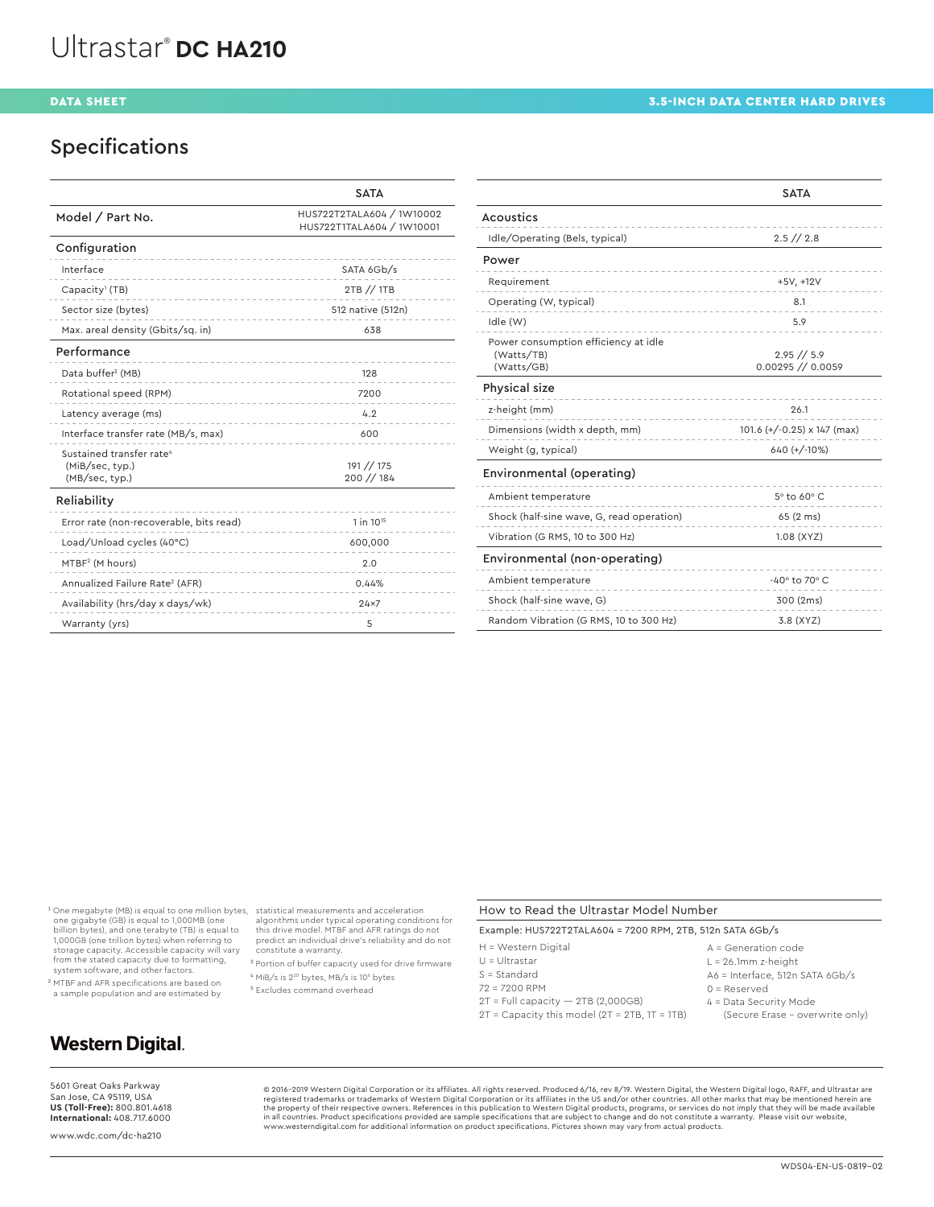# Ultrastar® DC HA210

DATA SHEET | 3.5-INCH DATA CENTER HARD DRIVES

## Specifications

| | SATA |
|---|---|
| **Model / Part No.** | HUS722T2TALA604 / 1W10002<br>HUS722T1TALA604 / 1W10001 |
| **Configuration** | |
| Interface | SATA 6Gb/s |
| Capacity[1] (TB) | 2TB // 1TB |
| Sector size (bytes) | 512 native (512n) |
| Max. areal density (Gbits/sq. in) | 638 |
| **Performance** | |
| Data buffer[3] (MB) | 128 |
| Rotational speed (RPM) | 7200 |
| Latency average (ms) | 4.2 |
| Interface transfer rate (MB/s, max) | 600 |
| Sustained transfer rate[4] (MiB/sec, typ.) (MB/sec, typ.) | 191 // 175<br>200 // 184 |
| **Reliability** | |
| Error rate (non-recoverable, bits read) | 1 in $10^{15}$ |
| Load/Unload cycles (40°C) | 600,000 |
| MTBF[2] (M hours) | 2.0 |
| Annualized Failure Rate[2] (AFR) | 0.44% |
| Availability (hrs/day x days/wk) | 24×7 |
| Warranty (yrs) | 5 |

| | SATA |
|---|---|
| **Acoustics** | |
| Idle/Operating (Bels, typical) | 2.5 // 2.8 |
| **Power** | |
| Requirement | +5V, +12V |
| Operating (W, typical) | 8.1 |
| Idle (W) | 5.9 |
| Power consumption efficiency at idle (Watts/TB) (Watts/GB) | 2.95 // 5.9<br>0.00295 // 0.0059 |
| **Physical size** | |
| z-height (mm) | 26.1 |
| Dimensions (width x depth, mm) | 101.6 (+/-0.25) x 147 (max) |
| Weight (g, typical) | 640 (+/-10%) |
| **Environmental (operating)** | |
| Ambient temperature | 5° to 60° C |
| Shock (half-sine wave, G, read operation) | 65 (2 ms) |
| Vibration (G RMS, 10 to 300 Hz) | 1.08 (XYZ) |
| **Environmental (non-operating)** | |
| Ambient temperature | -40° to 70° C |
| Shock (half-sine wave, G) | 300 (2ms) |
| Random Vibration (G RMS, 10 to 300 Hz) | 3.8 (XYZ) |

[1] One megabyte (MB) is equal to one million bytes, one gigabyte (GB) is equal to 1,000MB (one billion bytes), and one terabyte (TB) is equal to 1,000GB (one trillion bytes) when referring to storage capacity. Accessible capacity will vary from the stated capacity due to formatting, system software, and other factors.

[2] MTBF and AFR specifications are based on a sample population and are estimated by statistical measurements and acceleration algorithms under typical operating conditions for this drive model. MTBF and AFR ratings do not predict an individual drive's reliability and do not constitute a warranty.

[3] Portion of buffer capacity used for drive firmware

[4] MiB/s is $2^{20}$ bytes, MB/s is $10^6$ bytes

[5] Excludes command overhead

### How to Read the Ultrastar Model Number

Example: HUS722T2TALA604 = 7200 RPM, 2TB, 512n SATA 6Gb/s

- H = Western Digital
- U = Ultrastar
- S = Standard
- 72 = 7200 RPM
- 2T = Full capacity — 2TB (2,000GB)
- 2T = Capacity this model (2T = 2TB, 1T = 1TB)
- A = Generation code
- L = 26.1mm z-height
- A6 = Interface, 512n SATA 6Gb/s
- 0 = Reserved
- 4 = Data Security Mode (Secure Erase – overwrite only)

**Western Digital.**

5601 Great Oaks Parkway
San Jose, CA 95119, USA
**US (Toll-Free):** 800.801.4618
**International:** 408.717.6000

www.wdc.com/dc-ha210

© 2016–2019 Western Digital Corporation or its affiliates. All rights reserved. Produced 6/16, rev 8/19. Western Digital, the Western Digital logo, RAFF, and Ultrastar are registered trademarks or trademarks of Western Digital Corporation or its affiliates in the US and/or other countries. All other marks that may be mentioned herein are the property of their respective owners. References in this publication to Western Digital products, programs, or services do not imply that they will be made available in all countries. Product specifications provided are sample specifications that are subject to change and do not constitute a warranty. Please visit our website, www.westerndigital.com for additional information on product specifications. Pictures shown may vary from actual products.

WDS04-EN-US-0819-02